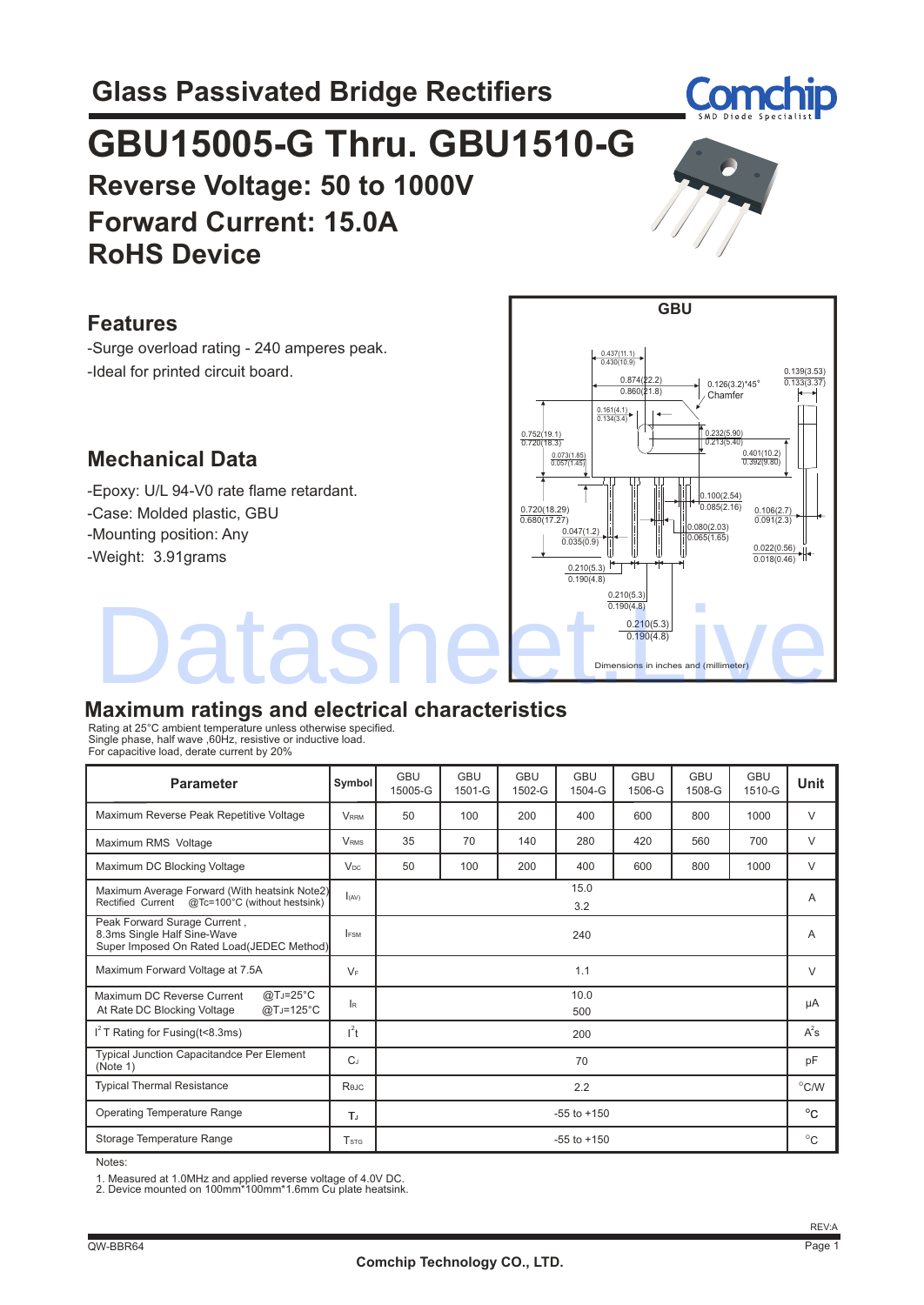# Glass Passivated Bridge Rectifiers

# GBU15005-G Thru. GBU1510-G

## Reverse Voltage: 50 to 1000V

## Forward Current: 15.0A

## RoHS Device

## Features

-Surge overload rating - 240 amperes peak.

-Ideal for printed circuit board.

## Mechanical Data

-Epoxy: U/L 94-V0 rate flame retardant.

-Case: Molded plastic, GBU

-Mounting position: Any

-Weight: 3.91grams

GBU

Dimensions in inches and (millimeter)

## Maximum ratings and electrical characteristics

Rating at 25°C ambient temperature unless otherwise specified.
Single phase, half wave ,60Hz, resistive or inductive load.
For capacitive load, derate current by 20%

| Parameter | Symbol | GBU 15005-G | GBU 1501-G | GBU 1502-G | GBU 1504-G | GBU 1506-G | GBU 1508-G | GBU 1510-G | Unit |
|---|---|---|---|---|---|---|---|---|---|
| Maximum Reverse Peak Repetitive Voltage | $V_{RRM}$ | 50 | 100 | 200 | 400 | 600 | 800 | 1000 | V |
| Maximum RMS Voltage | $V_{RMS}$ | 35 | 70 | 140 | 280 | 420 | 560 | 700 | V |
| Maximum DC Blocking Voltage | $V_{DC}$ | 50 | 100 | 200 | 400 | 600 | 800 | 1000 | V |
| Maximum Average Forward (With heatsink Note2) Rectified Current @Tc=100°C (without hestsink) | $I_{(AV)}$ | 15.0 / 3.2 | | | | | | | A |
| Peak Forward Surage Current , 8.3ms Single Half Sine-Wave Super Imposed On Rated Load(JEDEC Method) | $I_{FSM}$ | 240 | | | | | | | A |
| Maximum Forward Voltage at 7.5A | $V_F$ | 1.1 | | | | | | | V |
| Maximum DC Reverse Current @$T_J$=25°C At Rate DC Blocking Voltage @$T_J$=125°C | $I_R$ | 10.0 / 500 | | | | | | | μA |
| $I^2T$ Rating for Fusing(t<8.3ms) | $I^2t$ | 200 | | | | | | | $A^2s$ |
| Typical Junction Capacitandce Per Element (Note 1) | $C_J$ | 70 | | | | | | | pF |
| Typical Thermal Resistance | $R_{\theta JC}$ | 2.2 | | | | | | | °C/W |
| Operating Temperature Range | $T_J$ | -55 to +150 | | | | | | | °C |
| Storage Temperature Range | $T_{STG}$ | -55 to +150 | | | | | | | °C |

Notes:

1. Measured at 1.0MHz and applied reverse voltage of 4.0V DC.
2. Device mounted on 100mm*100mm*1.6mm Cu plate heatsink.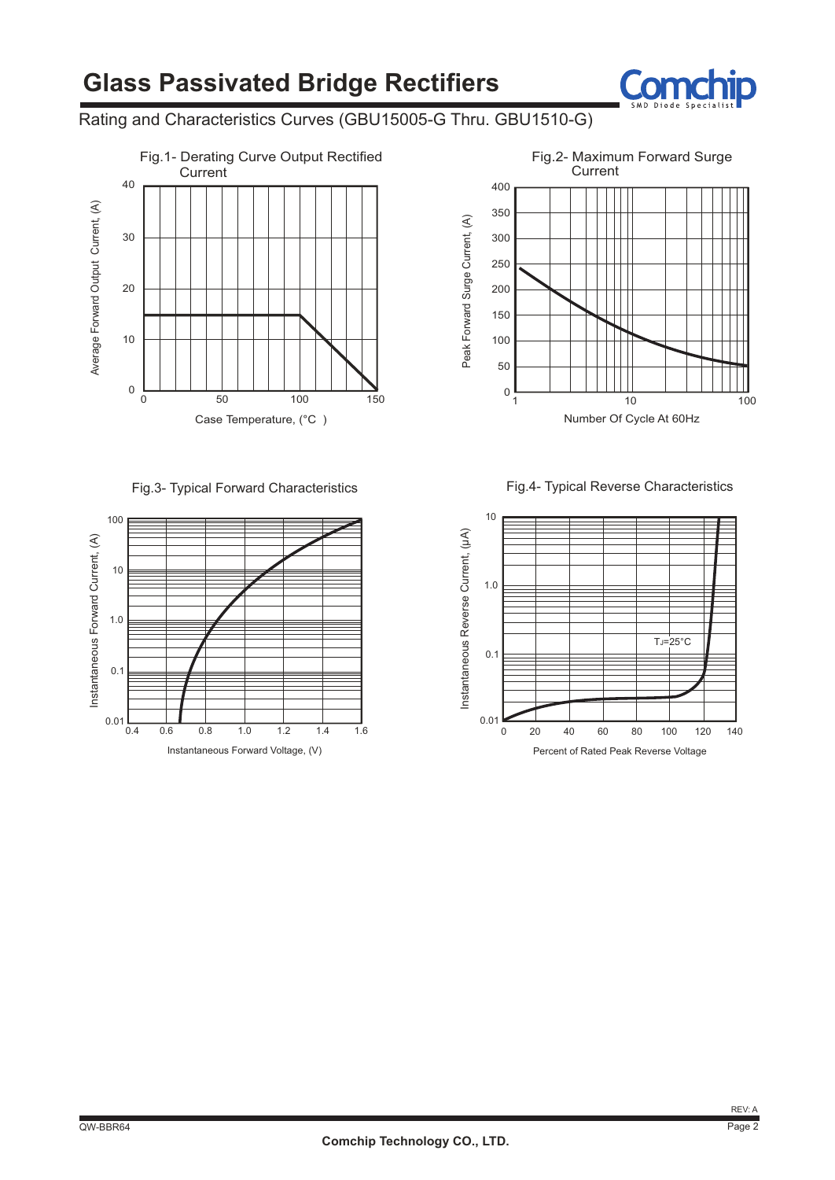# Glass Passivated Bridge Rectifiers

Rating and Characteristics Curves (GBU15005-G Thru. GBU1510-G)

Fig.1- Derating Curve Output Rectified Current

Average Forward Output Current, (A)

Case Temperature, (°C )

Fig.2- Maximum Forward Surge Current

Peak Forward Surge Current, (A)

Number Of Cycle At 60Hz

Fig.3- Typical Forward Characteristics

Instantaneous Forward Current, (A)

Instantaneous Forward Voltage, (V)

Fig.4- Typical Reverse Characteristics

Instantaneous Reverse Current, (μA)

$T_J$=25°C

Percent of Rated Peak Reverse Voltage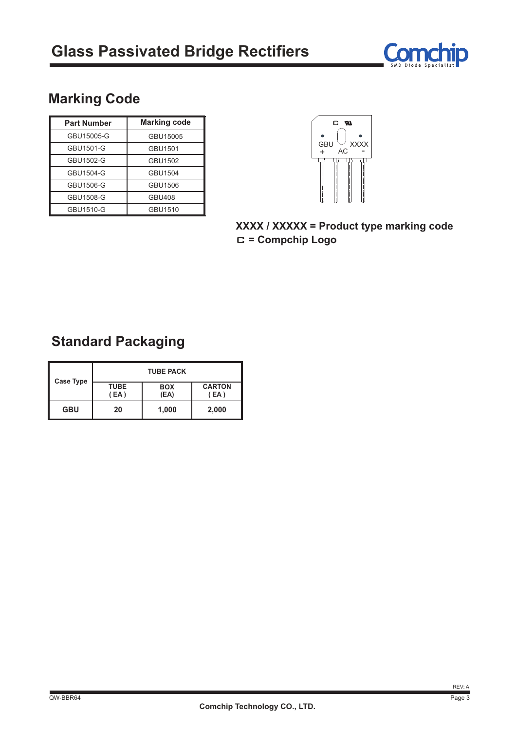# Glass Passivated Bridge Rectifiers

## Marking Code

| Part Number | Marking code |
|---|---|
| GBU15005-G | GBU15005 |
| GBU1501-G | GBU1501 |
| GBU1502-G | GBU1502 |
| GBU1504-G | GBU1504 |
| GBU1506-G | GBU1506 |
| GBU1508-G | GBU408 |
| GBU1510-G | GBU1510 |

**XXXX / XXXXX = Product type marking code**
**⊏ = Compchip Logo**

## Standard Packaging

| Case Type | TUBE PACK | | |
|---|---|---|---|
| | TUBE ( EA ) | BOX (EA) | CARTON ( EA ) |
| **GBU** | **20** | **1,000** | **2,000** |

QW-BBR64

REV: A

Comchip Technology CO., LTD.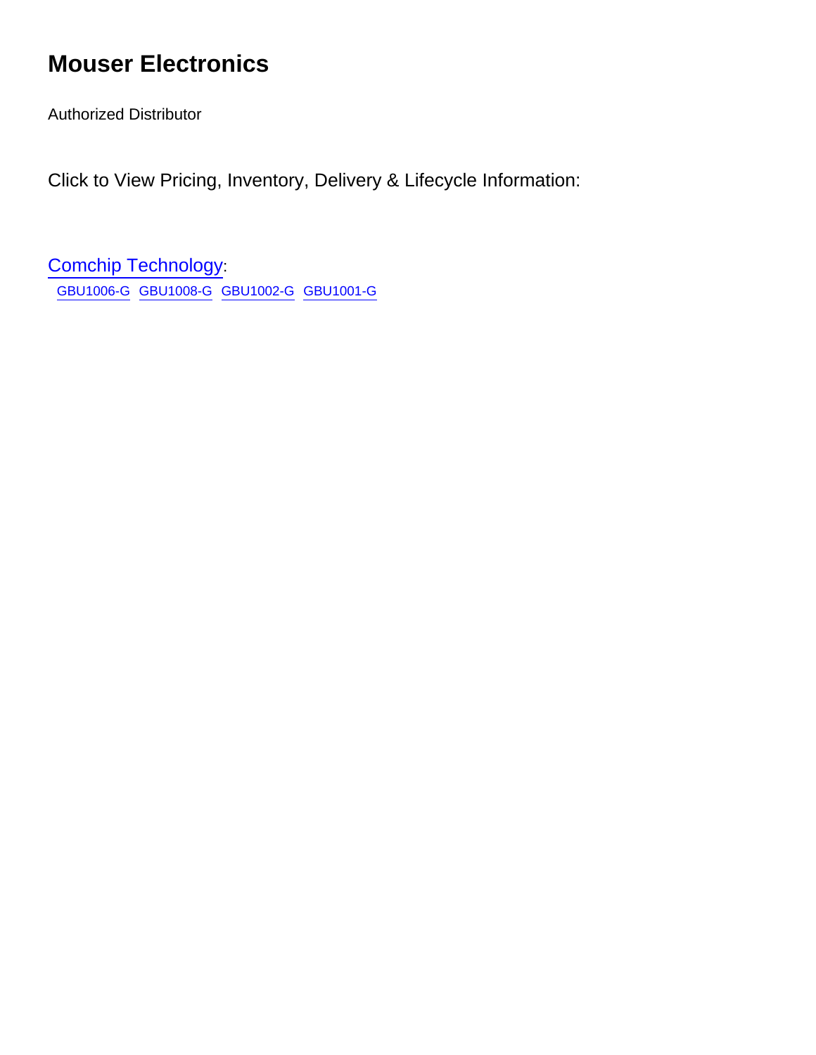# Mouser Electronics

Authorized Distributor

Click to View Pricing, Inventory, Delivery & Lifecycle Information:

Comchip Technology:

GBU1006-G GBU1008-G GBU1002-G GBU1001-G